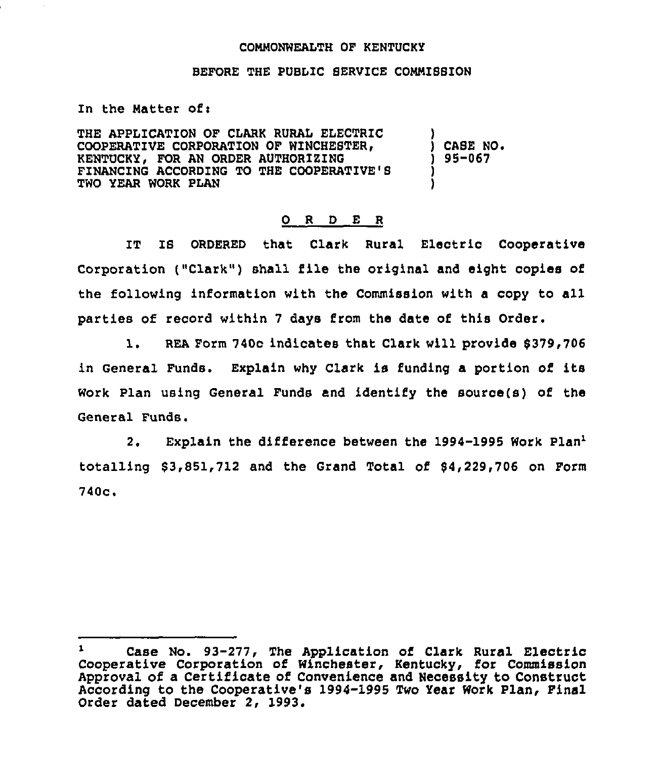COMMONWEALTH OF KENTUCKY

BEFORE THE PUBLIC SERVICE COMMISSION

In the Matter of:

THE APPLICATION OF CLARK RURAL ELECTRIC COOPERATIVE CORPORATION OF WINCHESTER, KENTUCKY, FOR AN ORDER AUTHORIZING FINANCING ACCORDING TO THE COOPERATIVE'S TWO YEAR WORK PLAN

) CASE NO. 95-067

## O R D E R

IT IS ORDERED that Clark Rural Electric Cooperative Corporation ("Clark") shall file the original and eight copies of the following information with the Commission with a copy to all parties of record within 7 days from the date of this Order.

1. REA Form 740c indicates that Clark will provide $379,706 in General Funds. Explain why Clark is funding a portion of its Work Plan using General Funds and identify the source(s) of the General Funds.

2. Explain the difference between the 1994-1995 Work Plan[1] totalling $3,851,712 and the Grand Total of $4,229,706 on Form 740c.

---

[1] Case No. 93-277, The Application of Clark Rural Electric Cooperative Corporation of Winchester, Kentucky, for Commission Approval of a Certificate of Convenience and Necessity to Construct According to the Cooperative's 1994-1995 Two Year Work Plan, Final Order dated December 2, 1993.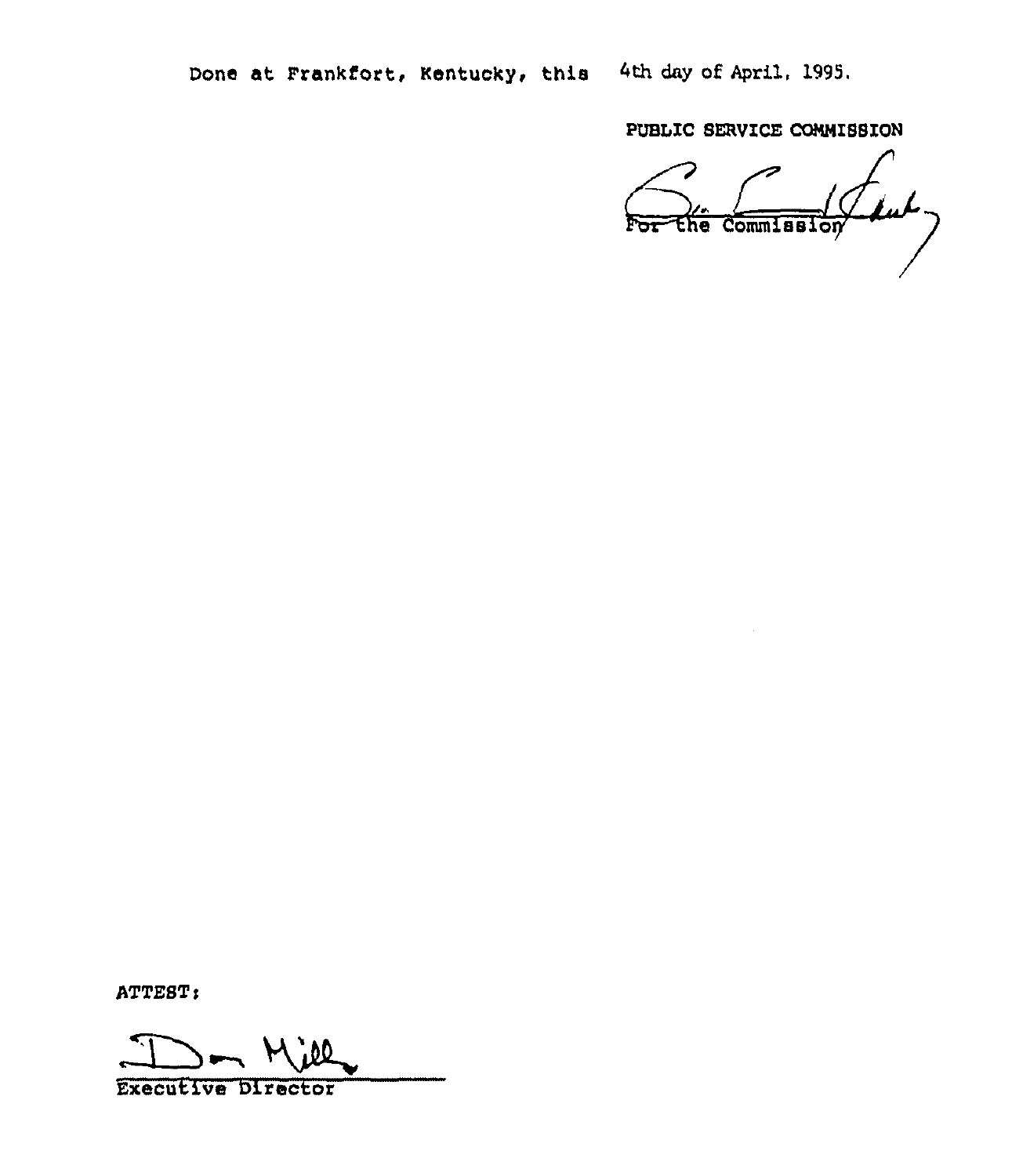Done at Frankfort, Kentucky, this 4th day of April, 1995.

PUBLIC SERVICE COMMISSION

For the Commission

ATTEST:

Executive Director